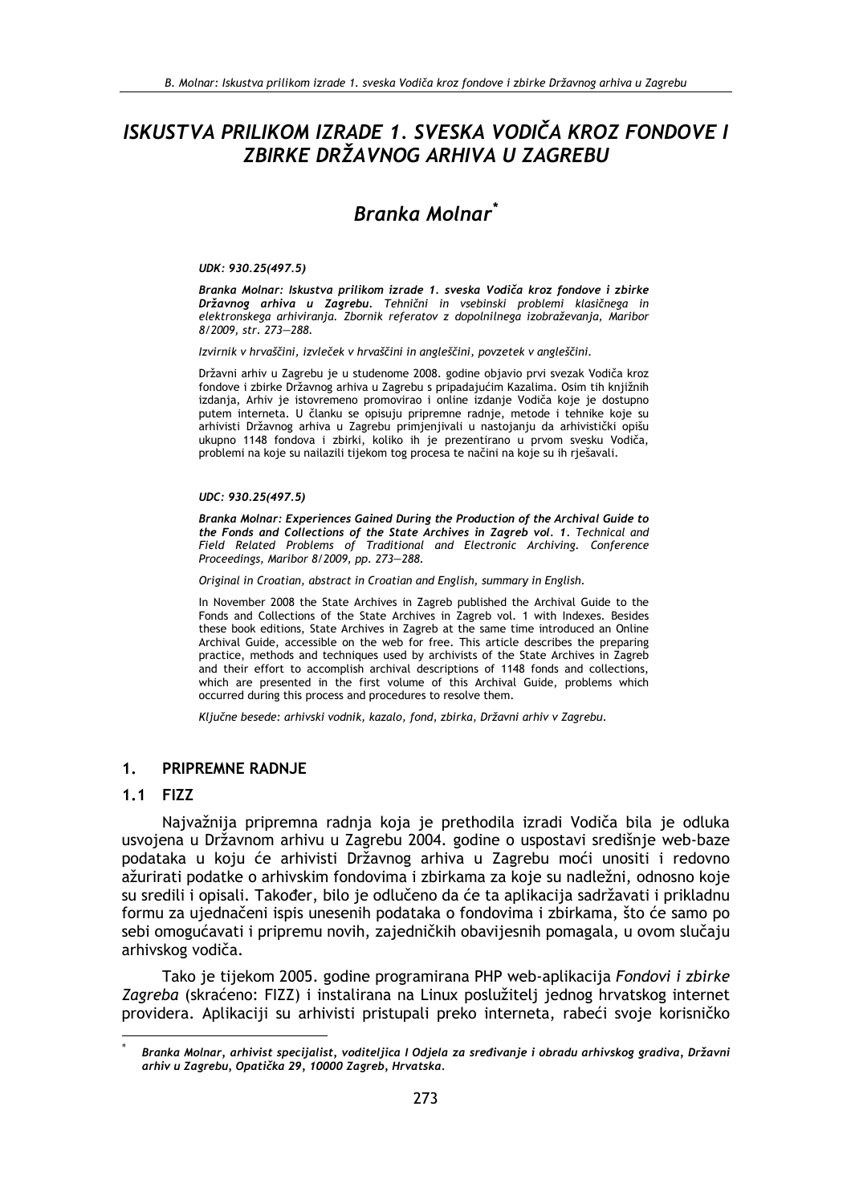# ISKUSTVA PRILIKOM IZRADE 1. SVESKA VODIČA KROZ FONDOVE I ZBIRKE DRŽAVNOG ARHIVA U ZAGREBU

## Branka Molnar*

***UDK: 930.25(497.5)***

***Branka Molnar: Iskustva prilikom izrade 1. sveska Vodiča kroz fondove i zbirke Državnog arhiva u Zagrebu.*** *Tehnični in vsebinski problemi klasičnega in elektronskega arhiviranja. Zbornik referatov z dopolnilnega izobraževanja, Maribor 8/2009, str. 273—288.*

*Izvirnik v hrvaščini, izvleček v hrvaščini in angleščini, povzetek v angleščini.*

Državni arhiv u Zagrebu je u studenome 2008. godine objavio prvi svezak Vodiča kroz fondove i zbirke Državnog arhiva u Zagrebu s pripadajućim Kazalima. Osim tih knjižnih izdanja, Arhiv je istovremeno promovirao i online izdanje Vodiča koje je dostupno putem interneta. U članku se opisuju pripremne radnje, metode i tehnike koje su arhivisti Državnog arhiva u Zagrebu primjenjivali u nastojanju da arhivistički opišu ukupno 1148 fondova i zbirki, koliko ih je prezentirano u prvom svesku Vodiča, problemi na koje su nailazili tijekom tog procesa te načini na koje su ih rješavali.

***UDC: 930.25(497.5)***

***Branka Molnar: Experiences Gained During the Production of the Archival Guide to the Fonds and Collections of the State Archives in Zagreb vol. 1.*** *Technical and Field Related Problems of Traditional and Electronic Archiving. Conference Proceedings, Maribor 8/2009, pp. 273—288.*

*Original in Croatian, abstract in Croatian and English, summary in English.*

In November 2008 the State Archives in Zagreb published the Archival Guide to the Fonds and Collections of the State Archives in Zagreb vol. 1 with Indexes. Besides these book editions, State Archives in Zagreb at the same time introduced an Online Archival Guide, accessible on the web for free. This article describes the preparing practice, methods and techniques used by archivists of the State Archives in Zagreb and their effort to accomplish archival descriptions of 1148 fonds and collections, which are presented in the first volume of this Archival Guide, problems which occurred during this process and procedures to resolve them.

*Ključne besede: arhivski vodnik, kazalo, fond, zbirka, Državni arhiv v Zagrebu.*

## 1. PRIPREMNE RADNJE

### 1.1 FIZZ

Najvažnija pripremna radnja koja je prethodila izradi Vodiča bila je odluka usvojena u Državnom arhivu u Zagrebu 2004. godine o uspostavi središnje web-baze podataka u koju će arhivisti Državnog arhiva u Zagrebu moći unositi i redovno ažurirati podatke o arhivskim fondovima i zbirkama za koje su nadležni, odnosno koje su sredili i opisali. Također, bilo je odlučeno da će ta aplikacija sadržavati i prikladnu formu za ujednačeni ispis unesenih podataka o fondovima i zbirkama, što će samo po sebi omogućavati i pripremu novih, zajedničkih obavijesnih pomagala, u ovom slučaju arhivskog vodiča.

Tako je tijekom 2005. godine programirana PHP web-aplikacija *Fondovi i zbirke Zagreba* (skraćeno: FIZZ) i instalirana na Linux poslužitelj jednog hrvatskog internet providera. Aplikaciji su arhivisti pristupali preko interneta, rabeći svoje korisničko

---

* ***Branka Molnar, arhivist specijalist, voditeljica I Odjela za sređivanje i obradu arhivskog gradiva, Državni arhiv u Zagrebu, Opatička 29, 10000 Zagreb, Hrvatska.***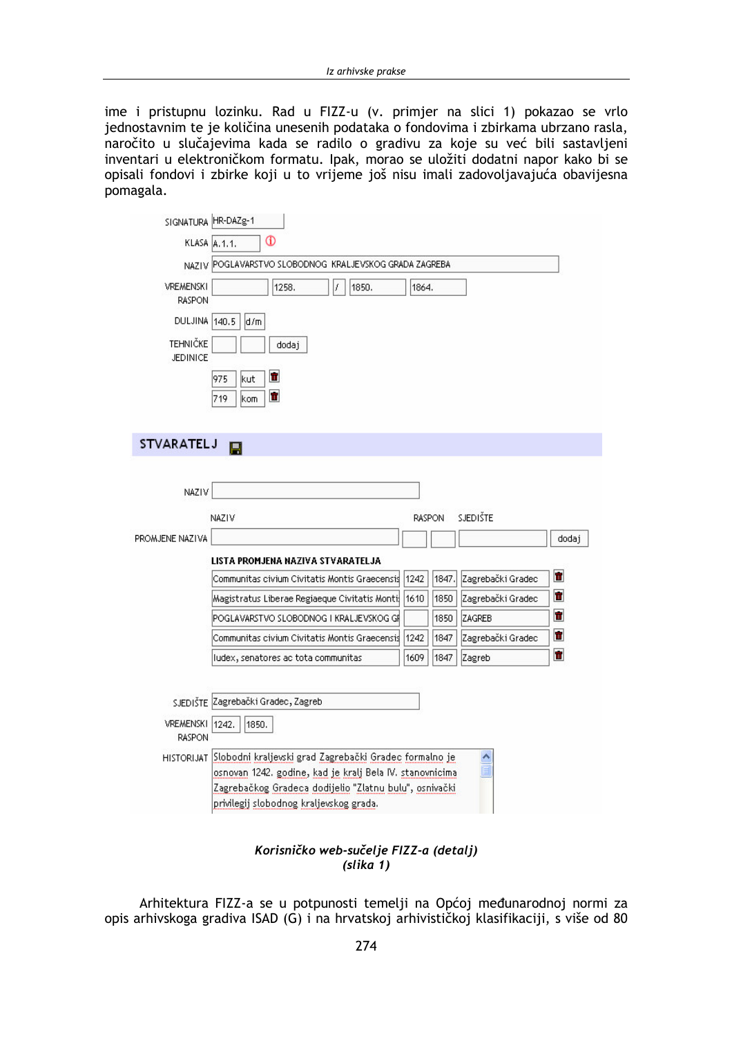ime i pristupnu lozinku. Rad u FIZZ-u (v. primjer na slici 1) pokazao se vrlo jednostavnim te je količina unesenih podataka o fondovima i zbirkama ubrzano rasla, naročito u slučajevima kada se radilo o gradivu za koje su već bili sastavljeni inventari u elektroničkom formatu. Ipak, morao se uložiti dodatni napor kako bi se opisali fondovi i zbirke koji u to vrijeme još nisu imali zadovoljavajuća obavijesna pomagala.

SIGNATURA HR-DAZg-1

KLASA A.1.1.

NAZIV POGLAVARSTVO SLOBODNOG KRALJEVSKOG GRADA ZAGREBA

VREMENSKI RASPON 1258. / 1850. 1864.

DULJINA 140.5 d/m

TEHNIČKE JEDINICE dodaj

975 kut

719 kom

STVARATELJ

NAZIV

PROMJENE NAZIVA — NAZIV RASPON SJEDIŠTE dodaj

LISTA PROMJENA NAZIVA STVARATELJA

| NAZIV | RASPON | | SJEDIŠTE |
|---|---|---|---|
| Communitas civium Civitatis Montis Graecensis | 1242 | 1847. | Zagrebački Gradec |
| Magistratus Liberae Regiaeque Civitatis Monti | 1610 | 1850 | Zagrebački Gradec |
| POGLAVARSTVO SLOBODNOG I KRALJEVSKOG GR | | 1850 | ZAGREB |
| Communitas civium Civitatis Montis Graecensis | 1242 | 1847 | Zagrebački Gradec |
| Iudex, senatores ac tota communitas | 1609 | 1847 | Zagreb |

SJEDIŠTE Zagrebački Gradec, Zagreb

VREMENSKI RASPON 1242. 1850.

HISTORIJAT Slobodni kraljevski grad Zagrebački Gradec formalno je osnovan 1242. godine, kad je kralj Bela IV. stanovnicima Zagrebačkog Gradeca dodijelio "Zlatnu bulu", osnivački privilegij slobodnog kraljevskog grada.

***Korisničko web-sučelje FIZZ-a (detalj)***
***(slika 1)***

Arhitektura FIZZ-a se u potpunosti temelji na Općoj međunarodnoj normi za opis arhivskoga gradiva ISAD (G) i na hrvatskoj arhivističkoj klasifikaciji, s više od 80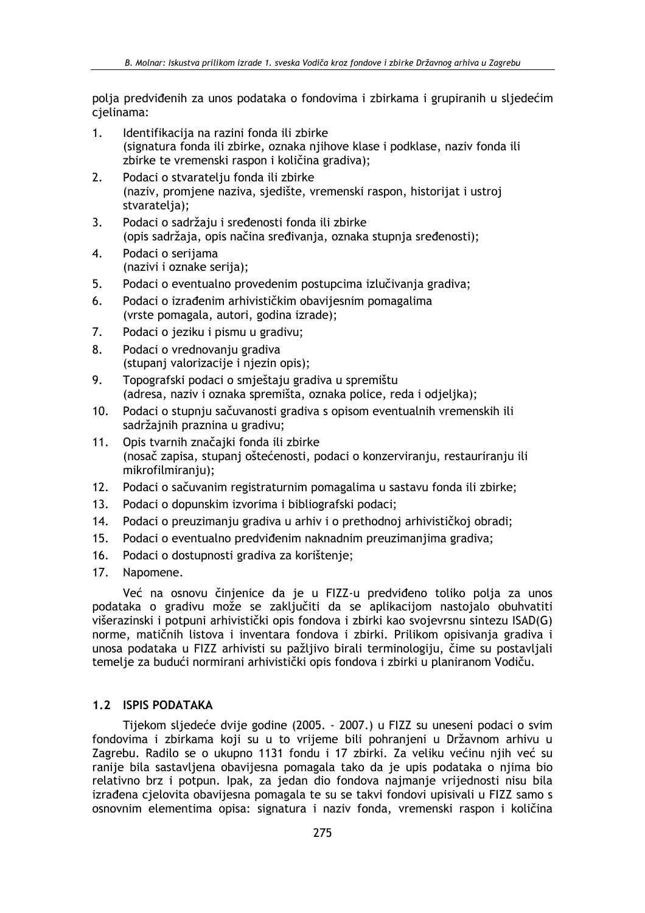polja predviđenih za unos podataka o fondovima i zbirkama i grupiranih u sljedećim cjelinama:

1. Identifikacija na razini fonda ili zbirke (signatura fonda ili zbirke, oznaka njihove klase i podklase, naziv fonda ili zbirke te vremenski raspon i količina gradiva);
2. Podaci o stvaratelju fonda ili zbirke (naziv, promjene naziva, sjedište, vremenski raspon, historijat i ustroj stvaratelja);
3. Podaci o sadržaju i sređenosti fonda ili zbirke (opis sadržaja, opis načina sređivanja, oznaka stupnja sređenosti);
4. Podaci o serijama (nazivi i oznake serija);
5. Podaci o eventualno provedenim postupcima izlučivanja gradiva;
6. Podaci o izrađenim arhivističkim obavijesnim pomagalima (vrste pomagala, autori, godina izrade);
7. Podaci o jeziku i pismu u gradivu;
8. Podaci o vrednovanju gradiva (stupanj valorizacije i njezin opis);
9. Topografski podaci o smještaju gradiva u spremištu (adresa, naziv i oznaka spremišta, oznaka police, reda i odjeljka);
10. Podaci o stupnju sačuvanosti gradiva s opisom eventualnih vremenskih ili sadržajnih praznina u gradivu;
11. Opis tvarnih značajki fonda ili zbirke (nosač zapisa, stupanj oštećenosti, podaci o konzerviranju, restauriranju ili mikrofilmiranju);
12. Podaci o sačuvanim registraturnim pomagalima u sastavu fonda ili zbirke;
13. Podaci o dopunskim izvorima i bibliografski podaci;
14. Podaci o preuzimanju gradiva u arhiv i o prethodnoj arhivističkoj obradi;
15. Podaci o eventualno predviđenim naknadnim preuzimanjima gradiva;
16. Podaci o dostupnosti gradiva za korištenje;
17. Napomene.

Već na osnovu činjenice da je u FIZZ-u predviđeno toliko polja za unos podataka o gradivu može se zaključiti da se aplikacijom nastojalo obuhvatiti višerazinski i potpuni arhivistički opis fondova i zbirki kao svojevrsnu sintezu ISAD(G) norme, matičnih listova i inventara fondova i zbirki. Prilikom opisivanja gradiva i unosa podataka u FIZZ arhivisti su pažljivo birali terminologiju, čime su postavljali temelje za budući normirani arhivistički opis fondova i zbirki u planiranom Vodiču.

### 1.2 ISPIS PODATAKA

Tijekom sljedeće dvije godine (2005. - 2007.) u FIZZ su uneseni podaci o svim fondovima i zbirkama koji su u to vrijeme bili pohranjeni u Državnom arhivu u Zagrebu. Radilo se o ukupno 1131 fondu i 17 zbirki. Za veliku većinu njih već su ranije bila sastavljena obavijesna pomagala tako da je upis podataka o njima bio relativno brz i potpun. Ipak, za jedan dio fondova najmanje vrijednosti nisu bila izrađena cjelovita obavijesna pomagala te su se takvi fondovi upisivali u FIZZ samo s osnovnim elementima opisa: signatura i naziv fonda, vremenski raspon i količina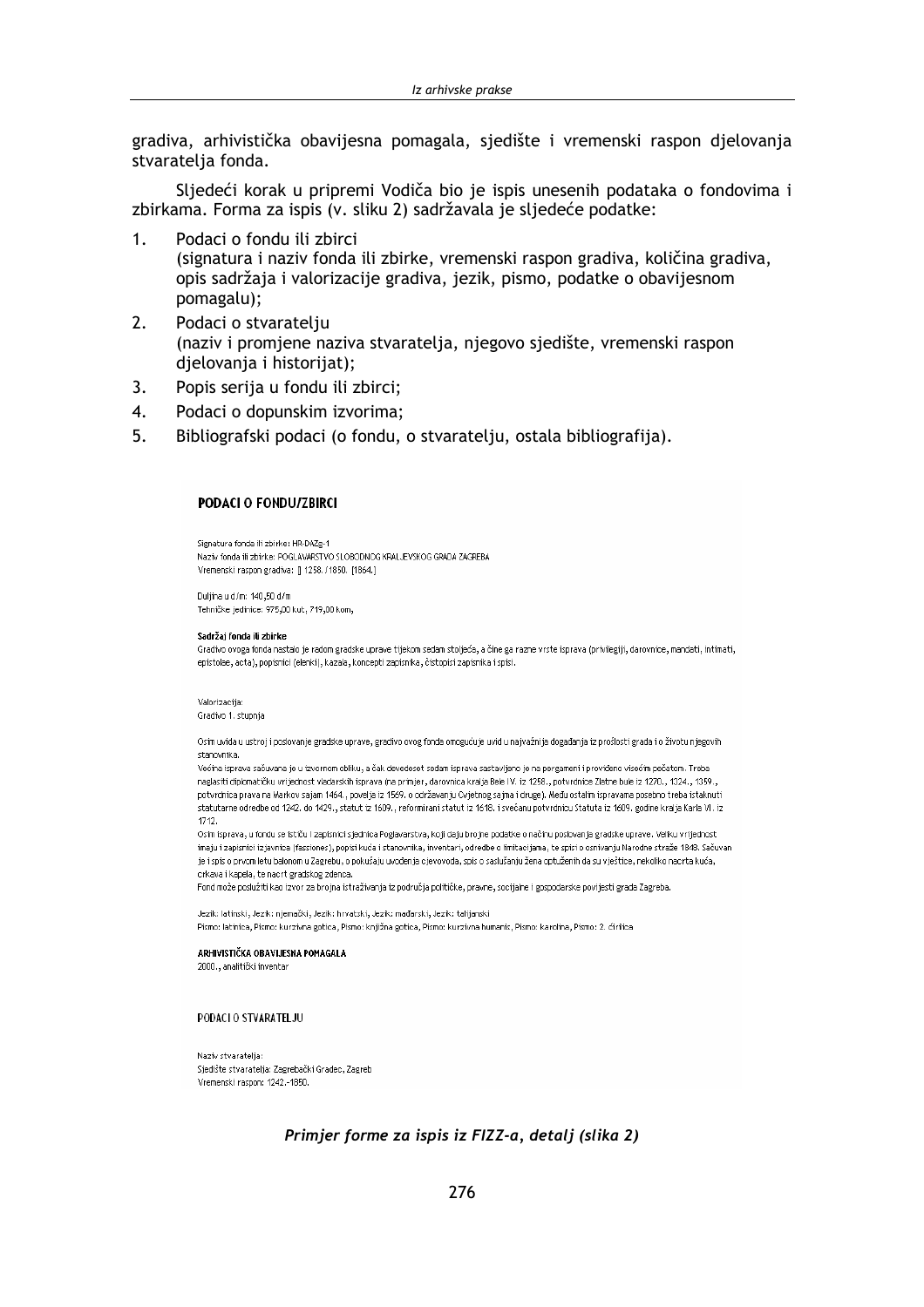gradiva, arhivistička obavijesna pomagala, sjedište i vremenski raspon djelovanja stvaratelja fonda.

Sljedeći korak u pripremi Vodiča bio je ispis unesenih podataka o fondovima i zbirkama. Forma za ispis (v. sliku 2) sadržavala je sljedeće podatke:

1. Podaci o fondu ili zbirci
(signatura i naziv fonda ili zbirke, vremenski raspon gradiva, količina gradiva, opis sadržaja i valorizacije gradiva, jezik, pismo, podatke o obavijesnom pomagalu);
2. Podaci o stvaratelju
(naziv i promjene naziva stvaratelja, njegovo sjedište, vremenski raspon djelovanja i historijat);
3. Popis serija u fondu ili zbirci;
4. Podaci o dopunskim izvorima;
5. Bibliografski podaci (o fondu, o stvaratelju, ostala bibliografija).

**PODACI O FONDU/ZBIRCI**

Signatura fonda ili zbirke: HR-DAZg-1
Naziv fonda ili zbirke: POGLAVARSTVO SLOBODNOG KRALJEVSKOG GRADA ZAGREBA
Vremenski raspon gradiva: [] 1258./1850. [1864.]

Duljina u d/m: 140,50 d/m
Tehničke jedinice: 975,00 kut; 719,00 kom,

**Sadržaj fonda ili zbirke**
Gradivo ovoga fonda nastalo je radom gradske uprave tijekom sedam stoljeća, a čine ga razne vrste isprava (privilegiji, darovnice, mandati, intimati, epistolae, acta), popisnici (elenki), kazala, koncepti zapisnika, čistopisi zapisnika i spisi.

Valorizacija:
Gradivo 1. stupnja

Osim uvida u ustroj i poslovanje gradske uprave, gradivo ovog fonda omogućuje uvid u najvažnija događanja iz prošlosti grada i o životu njegovih stanovnika.
Većina isprava sačuvana je u izvornom obliku, a čak devedeset sedam isprava sastavljeno je na pergameni i providjeno visećim pečatom. Treba naglasiti diplomatičku vrijednost vladarskih isprava (na primjer, darovnica kralja Bele IV. iz 1258., potvrdnice Zlatne bule iz 1270., 1324., 1359., potvrdnica prava na Markov sajam 1464., povelje iz 1569. o održavanju Cvjetnog sajma i druge). Među ostalim ispravama posebno treba istaknuti statutarne odredbe od 1242. do 1429., statut iz 1609., reformirani statut iz 1618. i svečanu potvrdnicu Statuta iz 1609. godine kralja Karla VI. iz 1712.
Osim isprava, u fondu se ističu i zapisnici sjednica Poglavarstva, koji daju brojne podatke o načinu poslovanja gradske uprave. Veliku vrijednost imaju i zapisnici izjavnica (fassiones), popisi kuća i stanovnika, inventari, odredbe o limitacijama, te spisi o osnivanju Narodne straže 1848. Sačuvan je i spis o prvom letu balonom u Zagrebu, o pokušaju uvođenja cjevovoda, spis o saslušanju žena optuženih da su vještice, nekoliko nacrta kuća, crkava i kapela, te nacrt gradskog zdenca.
Fond može poslužiti kao izvor za brojna istraživanja iz područja političke, pravne, socijalne i gospodarske povijesti grada Zagreba.

Jezik: latinski, Jezik: njemački, Jezik: hrvatski, Jezik: mađarski, Jezik: talijanski
Pismo: latinica, Pismo: kurzivna gotica, Pismo: knjižna gotica, Pismo: kurzivna humanis, Pismo: karolina, Pismo: 2. ćirilica

**ARHIVISTIČKA OBAVIJESNA POMAGALA**
2000., analitički inventar

PODACI O STVARATELJU

Naziv stvaratelja:
Sjedište stvaratelja: Zagrebački Gradec, Zagreb
Vremenski raspon: 1242.-1850.

***Primjer forme za ispis iz FIZZ-a, detalj (slika 2)***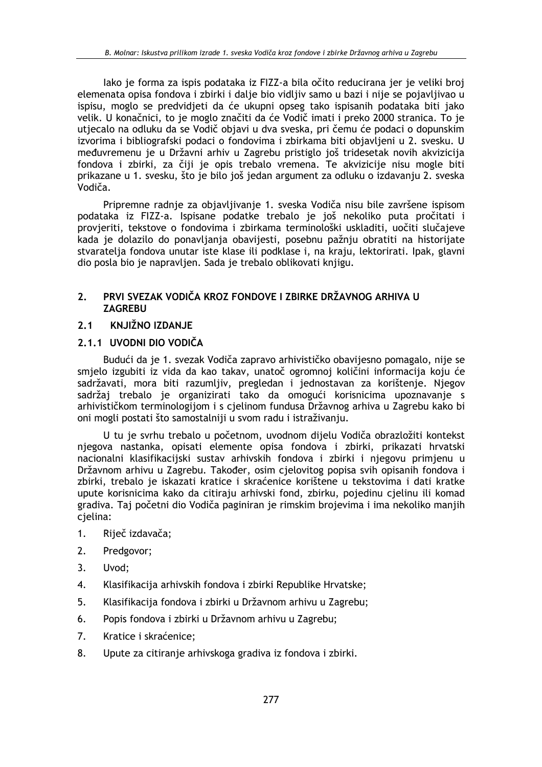Iako je forma za ispis podataka iz FIZZ-a bila očito reducirana jer je veliki broj elemenata opisa fondova i zbirki i dalje bio vidljiv samo u bazi i nije se pojavljivao u ispisu, moglo se predvidjeti da će ukupni opseg tako ispisanih podataka biti jako velik. U konačnici, to je moglo značiti da će Vodič imati i preko 2000 stranica. To je utjecalo na odluku da se Vodič objavi u dva sveska, pri čemu će podaci o dopunskim izvorima i bibliografski podaci o fondovima i zbirkama biti objavljeni u 2. svesku. U međuvremenu je u Državni arhiv u Zagrebu pristiglo još tridesetak novih akvizicija fondova i zbirki, za čiji je opis trebalo vremena. Te akvizicije nisu mogle biti prikazane u 1. svesku, što je bilo još jedan argument za odluku o izdavanju 2. sveska Vodiča.

Pripremne radnje za objavljivanje 1. sveska Vodiča nisu bile završene ispisom podataka iz FIZZ-a. Ispisane podatke trebalo je još nekoliko puta pročitati i provjeriti, tekstove o fondovima i zbirkama terminološki uskladiti, uočiti slučajeve kada je dolazilo do ponavljanja obavijesti, posebnu pažnju obratiti na historijate stvaratelja fondova unutar iste klase ili podklase i, na kraju, lektorirati. Ipak, glavni dio posla bio je napravljen. Sada je trebalo oblikovati knjigu.

## 2. PRVI SVEZAK VODIČA KROZ FONDOVE I ZBIRKE DRŽAVNOG ARHIVA U ZAGREBU

### 2.1 KNJIŽNO IZDANJE

#### 2.1.1 UVODNI DIO VODIČA

Budući da je 1. svezak Vodiča zapravo arhivističko obavijesno pomagalo, nije se smjelo izgubiti iz vida da kao takav, unatoč ogromnoj količini informacija koju će sadržavati, mora biti razumljiv, pregledan i jednostavan za korištenje. Njegov sadržaj trebalo je organizirati tako da omogući korisnicima upoznavanje s arhivističkom terminologijom i s cjelinom fundusa Državnog arhiva u Zagrebu kako bi oni mogli postati što samostalniji u svom radu i istraživanju.

U tu je svrhu trebalo u početnom, uvodnom dijelu Vodiča obrazložiti kontekst njegova nastanka, opisati elemente opisa fondova i zbirki, prikazati hrvatski nacionalni klasifikacijski sustav arhivskih fondova i zbirki i njegovu primjenu u Državnom arhivu u Zagrebu. Također, osim cjelovitog popisa svih opisanih fondova i zbirki, trebalo je iskazati kratice i skraćenice korištene u tekstovima i dati kratke upute korisnicima kako da citiraju arhivski fond, zbirku, pojedinu cjelinu ili komad gradiva. Taj početni dio Vodiča paginiran je rimskim brojevima i ima nekoliko manjih cjelina:

1. Riječ izdavača;
2. Predgovor;
3. Uvod;
4. Klasifikacija arhivskih fondova i zbirki Republike Hrvatske;
5. Klasifikacija fondova i zbirki u Državnom arhivu u Zagrebu;
6. Popis fondova i zbirki u Državnom arhivu u Zagrebu;
7. Kratice i skraćenice;
8. Upute za citiranje arhivskoga gradiva iz fondova i zbirki.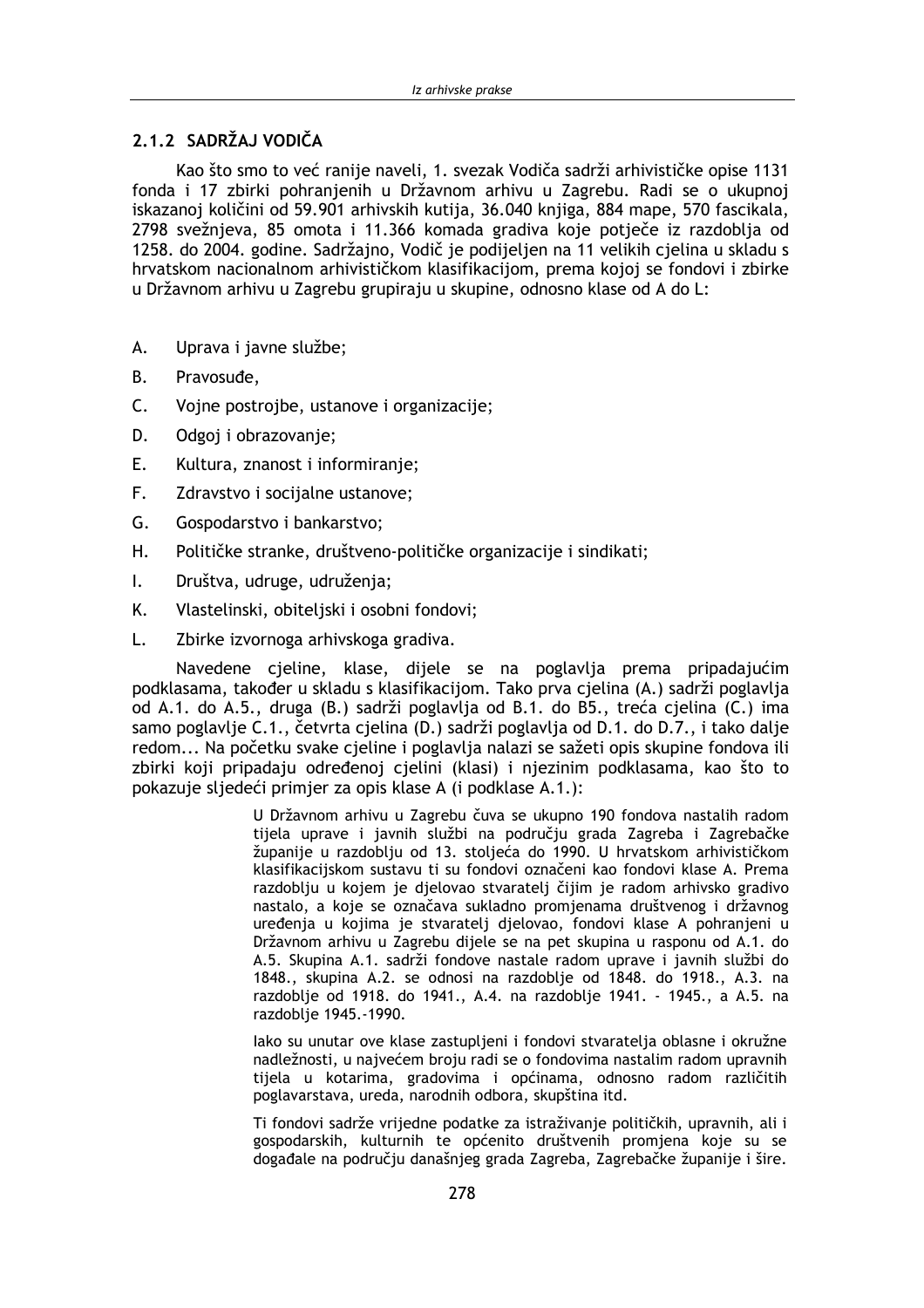### 2.1.2 SADRŽAJ VODIČA

Kao što smo to već ranije naveli, 1. svezak Vodiča sadrži arhivističke opise 1131 fonda i 17 zbirki pohranjenih u Državnom arhivu u Zagrebu. Radi se o ukupnoj iskazanoj količini od 59.901 arhivskih kutija, 36.040 knjiga, 884 mape, 570 fascikala, 2798 svežnjeva, 85 omota i 11.366 komada gradiva koje potječe iz razdoblja od 1258. do 2004. godine. Sadržajno, Vodič je podijeljen na 11 velikih cjelina u skladu s hrvatskom nacionalnom arhivističkom klasifikacijom, prema kojoj se fondovi i zbirke u Državnom arhivu u Zagrebu grupiraju u skupine, odnosno klase od A do L:

A. Uprava i javne službe;

B. Pravosuđe,

C. Vojne postrojbe, ustanove i organizacije;

D. Odgoj i obrazovanje;

E. Kultura, znanost i informiranje;

F. Zdravstvo i socijalne ustanove;

G. Gospodarstvo i bankarstvo;

H. Političke stranke, društveno-političke organizacije i sindikati;

I. Društva, udruge, udruženja;

K. Vlastelinski, obiteljski i osobni fondovi;

L. Zbirke izvornoga arhivskoga gradiva.

Navedene cjeline, klase, dijele se na poglavlja prema pripadajućim podklasama, također u skladu s klasifikacijom. Tako prva cjelina (A.) sadrži poglavlja od A.1. do A.5., druga (B.) sadrži poglavlja od B.1. do B5., treća cjelina (C.) ima samo poglavlje C.1., četvrta cjelina (D.) sadrži poglavlja od D.1. do D.7., i tako dalje redom... Na početku svake cjeline i poglavlja nalazi se sažeti opis skupine fondova ili zbirki koji pripadaju određenoj cjelini (klasi) i njezinim podklasama, kao što to pokazuje sljedeći primjer za opis klase A (i podklase A.1.):

> U Državnom arhivu u Zagrebu čuva se ukupno 190 fondova nastalih radom tijela uprave i javnih službi na području grada Zagreba i Zagrebačke županije u razdoblju od 13. stoljeća do 1990. U hrvatskom arhivističkom klasifikacijskom sustavu ti su fondovi označeni kao fondovi klase A. Prema razdoblju u kojem je djelovao stvaratelj čijim je radom arhivsko gradivo nastalo, a koje se označava sukladno promjenama društvenog i državnog uređenja u kojima je stvaratelj djelovao, fondovi klase A pohranjeni u Državnom arhivu u Zagrebu dijele se na pet skupina u rasponu od A.1. do A.5. Skupina A.1. sadrži fondove nastale radom uprave i javnih službi do 1848., skupina A.2. se odnosi na razdoblje od 1848. do 1918., A.3. na razdoblje od 1918. do 1941., A.4. na razdoblje 1941. - 1945., a A.5. na razdoblje 1945.-1990.
>
> Iako su unutar ove klase zastupljeni i fondovi stvaratelja oblasne i okružne nadležnosti, u najvećem broju radi se o fondovima nastalim radom upravnih tijela u kotarima, gradovima i općinama, odnosno radom različitih poglavarstava, ureda, narodnih odbora, skupština itd.
>
> Ti fondovi sadrže vrijedne podatke za istraživanje političkih, upravnih, ali i gospodarskih, kulturnih te općenito društvenih promjena koje su se događale na području današnjeg grada Zagreba, Zagrebačke županije i šire.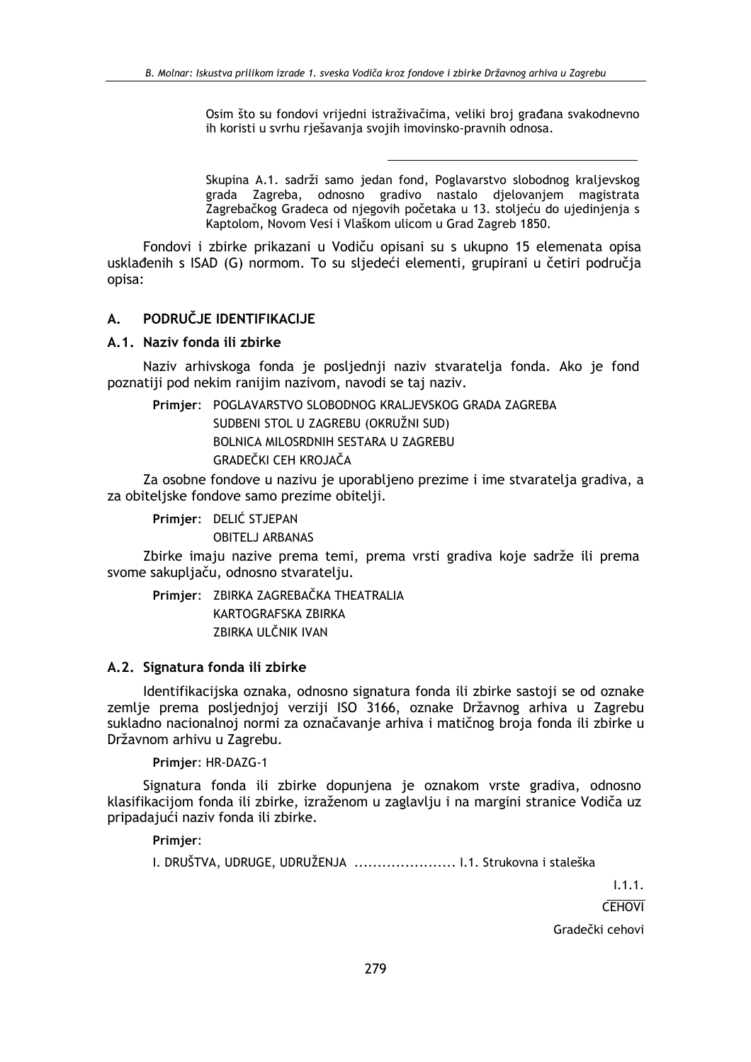Osim što su fondovi vrijedni istraživačima, veliki broj građana svakodnevno ih koristi u svrhu rješavanja svojih imovinsko-pravnih odnosa.

---

Skupina A.1. sadrži samo jedan fond, Poglavarstvo slobodnog kraljevskog grada Zagreba, odnosno gradivo nastalo djelovanjem magistrata Zagrebačkog Gradeca od njegovih početaka u 13. stoljeću do ujedinjenja s Kaptolom, Novom Vesi i Vlaškom ulicom u Grad Zagreb 1850.

Fondovi i zbirke prikazani u Vodiču opisani su s ukupno 15 elemenata opisa usklađenih s ISAD (G) normom. To su sljedeći elementi, grupirani u četiri područja opisa:

## A. PODRUČJE IDENTIFIKACIJE

### A.1. Naziv fonda ili zbirke

Naziv arhivskoga fonda je posljednji naziv stvaratelja fonda. Ako je fond poznatiji pod nekim ranijim nazivom, navodi se taj naziv.

**Primjer**: POGLAVARSTVO SLOBODNOG KRALJEVSKOG GRADA ZAGREBA
SUDBENI STOL U ZAGREBU (OKRUŽNI SUD)
BOLNICA MILOSRDNIH SESTARA U ZAGREBU
GRADEČKI CEH KROJAČA

Za osobne fondove u nazivu je uporabljeno prezime i ime stvaratelja gradiva, a za obiteljske fondove samo prezime obitelji.

**Primjer**: DELIĆ STJEPAN
OBITELJ ARBANAS

Zbirke imaju nazive prema temi, prema vrsti gradiva koje sadrže ili prema svome sakupljaču, odnosno stvaratelju.

**Primjer**: ZBIRKA ZAGREBAČKA THEATRALIA
KARTOGRAFSKA ZBIRKA
ZBIRKA ULČNIK IVAN

### A.2. Signatura fonda ili zbirke

Identifikacijska oznaka, odnosno signatura fonda ili zbirke sastoji se od oznake zemlje prema posljednjoj verziji ISO 3166, oznake Državnog arhiva u Zagrebu sukladno nacionalnoj normi za označavanje arhiva i matičnog broja fonda ili zbirke u Državnom arhivu u Zagrebu.

**Primjer**: HR-DAZG-1

Signatura fonda ili zbirke dopunjena je oznakom vrste gradiva, odnosno klasifikacijom fonda ili zbirke, izraženom u zaglavlju i na margini stranice Vodiča uz pripadajući naziv fonda ili zbirke.

**Primjer**:

I. DRUŠTVA, UDRUGE, UDRUŽENJA ...................... I.1. Strukovna i staleška

I.1.1.
CEHOVI
Gradečki cehovi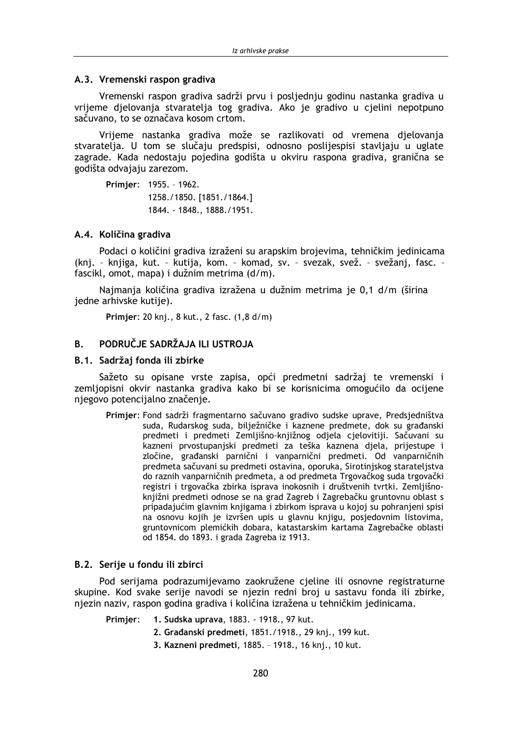### A.3. Vremenski raspon gradiva

Vremenski raspon gradiva sadrži prvu i posljednju godinu nastanka gradiva u vrijeme djelovanja stvaratelja tog gradiva. Ako je gradivo u cjelini nepotpuno sačuvano, to se označava kosom crtom.

Vrijeme nastanka gradiva može se razlikovati od vremena djelovanja stvaratelja. U tom se slučaju predspisi, odnosno poslijespisi stavljaju u uglate zagrade. Kada nedostaju pojedina godišta u okviru raspona gradiva, granična se godišta odvajaju zarezom.

**Primjer**: 1955. – 1962.
1258./1850. [1851./1864.]
1844. - 1848., 1888./1951.

### A.4. Količina gradiva

Podaci o količini gradiva izraženi su arapskim brojevima, tehničkim jedinicama (knj. – knjiga, kut. – kutija, kom. – komad, sv. – svezak, svež. – svežanj, fasc. – fascikl, omot, mapa) i dužnim metrima (d/m).

Najmanja količina gradiva izražena u dužnim metrima je 0,1 d/m (širina jedne arhivske kutije).

**Primjer**: 20 knj., 8 kut., 2 fasc. (1,8 d/m)

## B. PODRUČJE SADRŽAJA ILI USTROJA

### B.1. Sadržaj fonda ili zbirke

Sažeto su opisane vrste zapisa, opći predmetni sadržaj te vremenski i zemljopisni okvir nastanka gradiva kako bi se korisnicima omogućilo da ocijene njegovo potencijalno značenje.

**Primjer**: Fond sadrži fragmentarno sačuvano gradivo sudske uprave, Predsjedništva suda, Rudarskog suda, bilježničke i kaznene predmete, dok su građanski predmeti i predmeti Zemljišno-knjižnog odjela cjelovitiji. Sačuvani su kazneni prvostupanjski predmeti za teška kaznena djela, prijestupe i zločine, građanski parnični i vanparnični predmeti. Od vanparničnih predmeta sačuvani su predmeti ostavina, oporuka, Sirotinjskog starateljstva do raznih vanparničnih predmeta, a od predmeta Trgovačkog suda trgovački registri i trgovačka zbirka isprava inokosnih i društvenih tvrtki. Zemljišno-knjižni predmeti odnose se na grad Zagreb i Zagrebačku gruntovnu oblast s pripadajućim glavnim knjigama i zbirkom isprava u kojoj su pohranjeni spisi na osnovu kojih je izvršen upis u glavnu knjigu, posjedovnim listovima, gruntovnicom plemićkih dobara, katastarskim kartama Zagrebačke oblasti od 1854. do 1893. i grada Zagreba iz 1913.

### B.2. Serije u fondu ili zbirci

Pod serijama podrazumijevamo zaokružene cjeline ili osnovne registraturne skupine. Kod svake serije navodi se njezin redni broj u sastavu fonda ili zbirke, njezin naziv, raspon godina gradiva i količina izražena u tehničkim jedinicama.

**Primjer**:
**1. Sudska uprava**, 1883. - 1918., 97 kut.
**2. Građanski predmeti**, 1851./1918., 29 knj., 199 kut.
**3. Kazneni predmeti**, 1885. – 1918., 16 knj., 10 kut.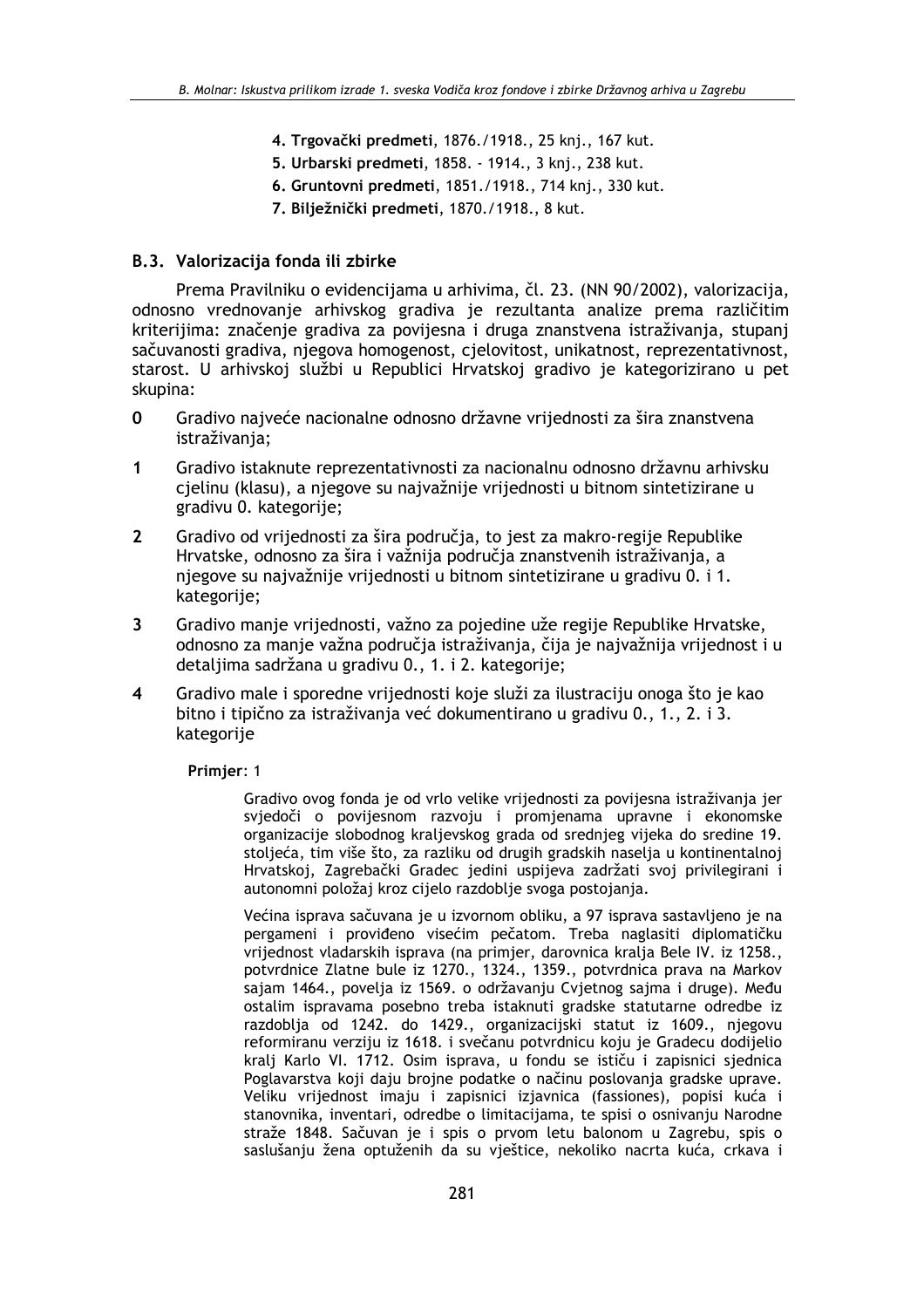4. **Trgovački predmeti**, 1876./1918., 25 knj., 167 kut.
5. **Urbarski predmeti**, 1858. - 1914., 3 knj., 238 kut.
6. **Gruntovni predmeti**, 1851./1918., 714 knj., 330 kut.
7. **Bilježnički predmeti**, 1870./1918., 8 kut.

### B.3. Valorizacija fonda ili zbirke

Prema Pravilniku o evidencijama u arhivima, čl. 23. (NN 90/2002), valorizacija, odnosno vrednovanje arhivskog gradiva je rezultanta analize prema različitim kriterijima: značenje gradiva za povijesna i druga znanstvena istraživanja, stupanj sačuvanosti gradiva, njegova homogenost, cjelovitost, unikatnost, reprezentativnost, starost. U arhivskoj službi u Republici Hrvatskoj gradivo je kategorizirano u pet skupina:

**0** Gradivo najveće nacionalne odnosno državne vrijednosti za šira znanstvena istraživanja;

**1** Gradivo istaknute reprezentativnosti za nacionalnu odnosno državnu arhivsku cjelinu (klasu), a njegove su najvažnije vrijednosti u bitnom sintetizirane u gradivu 0. kategorije;

**2** Gradivo od vrijednosti za šira područja, to jest za makro-regije Republike Hrvatske, odnosno za šira i važnija područja znanstvenih istraživanja, a njegove su najvažnije vrijednosti u bitnom sintetizirane u gradivu 0. i 1. kategorije;

**3** Gradivo manje vrijednosti, važno za pojedine uže regije Republike Hrvatske, odnosno za manje važna područja istraživanja, čija je najvažnija vrijednost i u detaljima sadržana u gradivu 0., 1. i 2. kategorije;

**4** Gradivo male i sporedne vrijednosti koje služi za ilustraciju onoga što je kao bitno i tipično za istraživanja već dokumentirano u gradivu 0., 1., 2. i 3. kategorije

**Primjer**: 1

> Gradivo ovog fonda je od vrlo velike vrijednosti za povijesna istraživanja jer svjedoči o povijesnom razvoju i promjenama upravne i ekonomske organizacije slobodnog kraljevskog grada od srednjeg vijeka do sredine 19. stoljeća, tim više što, za razliku od drugih gradskih naselja u kontinentalnoj Hrvatskoj, Zagrebački Gradec jedini uspijeva zadržati svoj privilegirani i autonomni položaj kroz cijelo razdoblje svoga postojanja.
>
> Većina isprava sačuvana je u izvornom obliku, a 97 isprava sastavljeno je na pergameni i providjeno visećim pečatom. Treba naglasiti diplomatičku vrijednost vladarskih isprava (na primjer, darovnica kralja Bele IV. iz 1258., potvrdnice Zlatne bule iz 1270., 1324., 1359., potvrdnica prava na Markov sajam 1464., povelja iz 1569. o održavanju Cvjetnog sajma i druge). Među ostalim ispravama posebno treba istaknuti gradske statutarne odredbe iz razdoblja od 1242. do 1429., organizacijski statut iz 1609., njegovu reformiranu verziju iz 1618. i svečanu potvrdnicu koju je Gradecu dodijelio kralj Karlo VI. 1712. Osim isprava, u fondu se ističu i zapisnici sjednica Poglavarstva koji daju brojne podatke o načinu poslovanja gradske uprave. Veliku vrijednost imaju i zapisnici izjavnica (fassiones), popisi kuća i stanovnika, inventari, odredbe o limitacijama, te spisi o osnivanju Narodne straže 1848. Sačuvan je i spis o prvom letu balonom u Zagrebu, spis o saslušanju žena optuženih da su vještice, nekoliko nacrta kuća, crkava i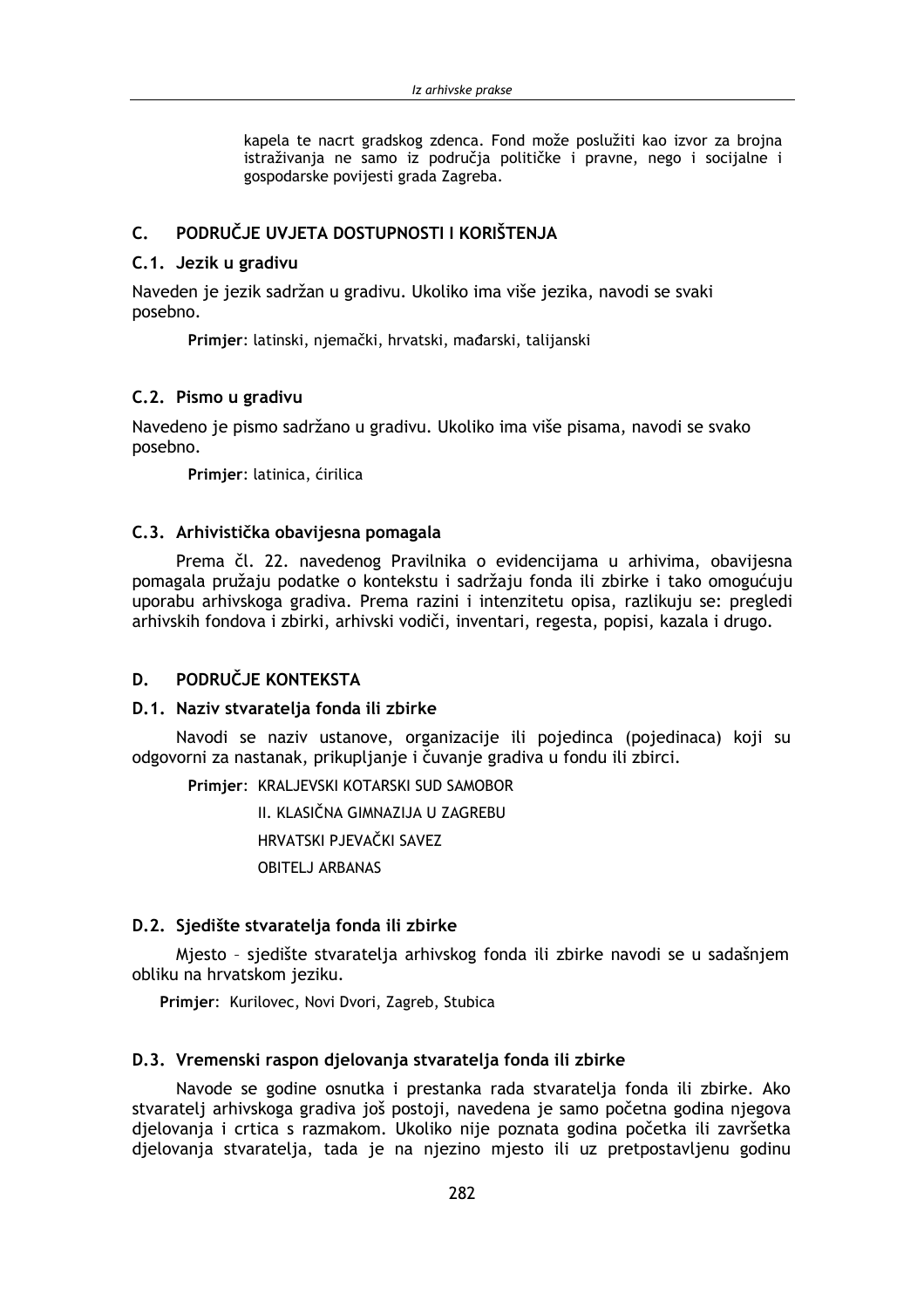kapela te nacrt gradskog zdenca. Fond može poslužiti kao izvor za brojna istraživanja ne samo iz područja političke i pravne, nego i socijalne i gospodarske povijesti grada Zagreba.

## C. PODRUČJE UVJETA DOSTUPNOSTI I KORIŠTENJA

### C.1. Jezik u gradivu

Naveden je jezik sadržan u gradivu. Ukoliko ima više jezika, navodi se svaki posebno.

**Primjer**: latinski, njemački, hrvatski, mađarski, talijanski

### C.2. Pismo u gradivu

Navedeno je pismo sadržano u gradivu. Ukoliko ima više pisama, navodi se svako posebno.

**Primjer**: latinica, ćirilica

### C.3. Arhivistička obavijesna pomagala

Prema čl. 22. navedenog Pravilnika o evidencijama u arhivima, obavijesna pomagala pružaju podatke o kontekstu i sadržaju fonda ili zbirke i tako omogućuju uporabu arhivskoga gradiva. Prema razini i intenzitetu opisa, razlikuju se: pregledi arhivskih fondova i zbirki, arhivski vodiči, inventari, regesta, popisi, kazala i drugo.

## D. PODRUČJE KONTEKSTA

### D.1. Naziv stvaratelja fonda ili zbirke

Navodi se naziv ustanove, organizacije ili pojedinca (pojedinaca) koji su odgovorni za nastanak, prikupljanje i čuvanje gradiva u fondu ili zbirci.

**Primjer**: KRALJEVSKI KOTARSKI SUD SAMOBOR
II. KLASIČNA GIMNAZIJA U ZAGREBU
HRVATSKI PJEVAČKI SAVEZ
OBITELJ ARBANAS

### D.2. Sjedište stvaratelja fonda ili zbirke

Mjesto – sjedište stvaratelja arhivskog fonda ili zbirke navodi se u sadašnjem obliku na hrvatskom jeziku.

**Primjer**: Kurilovec, Novi Dvori, Zagreb, Stubica

### D.3. Vremenski raspon djelovanja stvaratelja fonda ili zbirke

Navode se godine osnutka i prestanka rada stvaratelja fonda ili zbirke. Ako stvaratelj arhivskoga gradiva još postoji, navedena je samo početna godina njegova djelovanja i crtica s razmakom. Ukoliko nije poznata godina početka ili završetka djelovanja stvaratelja, tada je na njezino mjesto ili uz pretpostavljenu godinu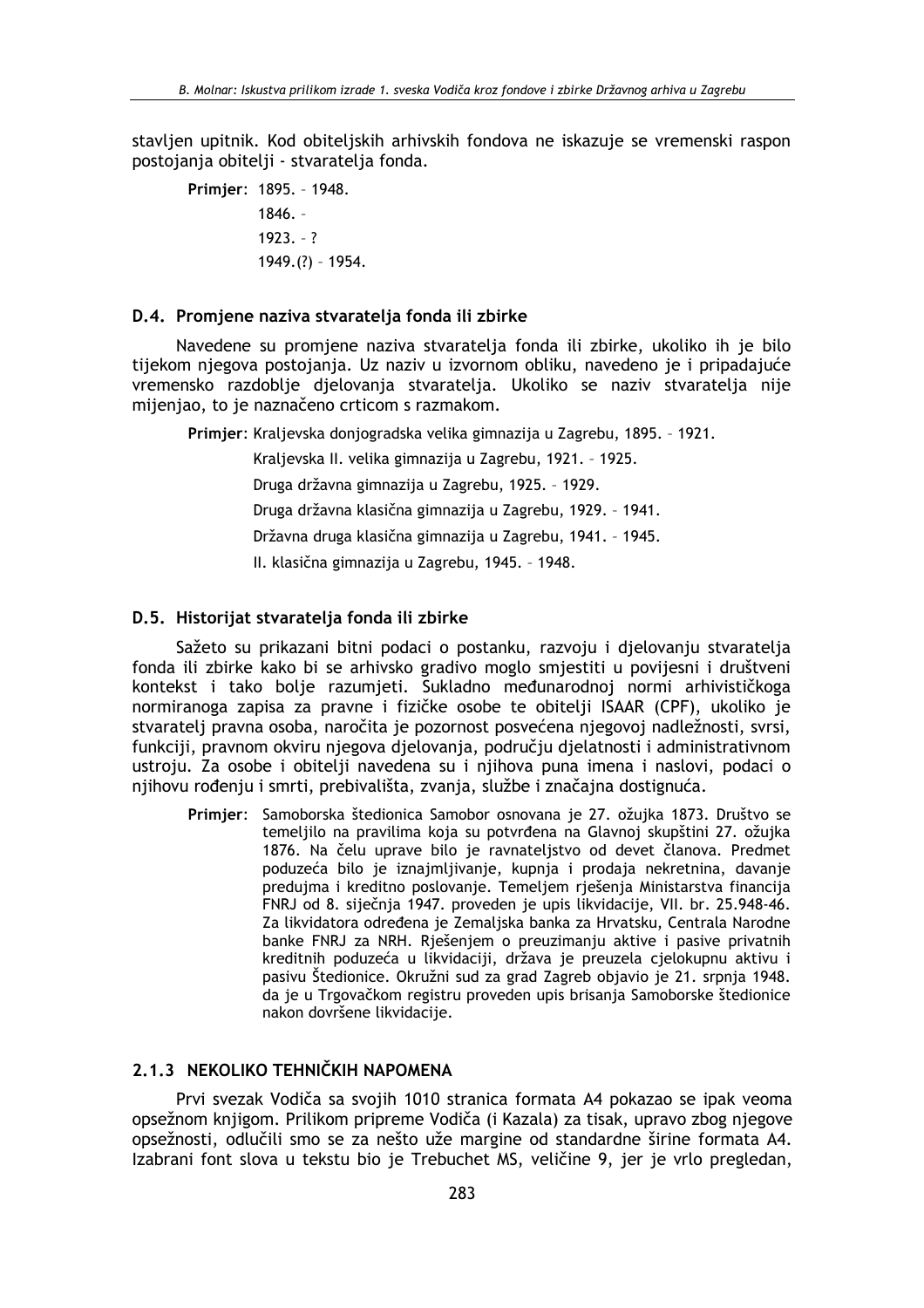stavljen upitnik. Kod obiteljskih arhivskih fondova ne iskazuje se vremenski raspon postojanja obitelji - stvaratelja fonda.

**Primjer**: 1895. – 1948.
1846. –
1923. – ?
1949.(?) – 1954.

### D.4. Promjene naziva stvaratelja fonda ili zbirke

Navedene su promjene naziva stvaratelja fonda ili zbirke, ukoliko ih je bilo tijekom njegova postojanja. Uz naziv u izvornom obliku, navedeno je i pripadajuće vremensko razdoblje djelovanja stvaratelja. Ukoliko se naziv stvaratelja nije mijenjao, to je naznačeno crticom s razmakom.

**Primjer**: Kraljevska donjogradska velika gimnazija u Zagrebu, 1895. – 1921.
Kraljevska II. velika gimnazija u Zagrebu, 1921. – 1925.
Druga državna gimnazija u Zagrebu, 1925. – 1929.
Druga državna klasična gimnazija u Zagrebu, 1929. – 1941.
Državna druga klasična gimnazija u Zagrebu, 1941. – 1945.
II. klasična gimnazija u Zagrebu, 1945. – 1948.

### D.5. Historijat stvaratelja fonda ili zbirke

Sažeto su prikazani bitni podaci o postanku, razvoju i djelovanju stvaratelja fonda ili zbirke kako bi se arhivsko gradivo moglo smjestiti u povijesni i društveni kontekst i tako bolje razumjeti. Sukladno međunarodnoj normi arhivističkoga normiranoga zapisa za pravne i fizičke osobe te obitelji ISAAR (CPF), ukoliko je stvaratelj pravna osoba, naročita je pozornost posvećena njegovoj nadležnosti, svrsi, funkciji, pravnom okviru njegova djelovanja, području djelatnosti i administrativnom ustroju. Za osobe i obitelji navedena su i njihova puna imena i naslovi, podaci o njihovu rođenju i smrti, prebivališta, zvanja, službe i značajna dostignuća.

**Primjer**: Samoborska štedionica Samobor osnovana je 27. ožujka 1873. Društvo se temeljilo na pravilima koja su potvrđena na Glavnoj skupštini 27. ožujka 1876. Na čelu uprave bilo je ravnateljstvo od devet članova. Predmet poduzeća bilo je iznajmljivanje, kupnja i prodaja nekretnina, davanje predujma i kreditno poslovanje. Temeljem rješenja Ministarstva financija FNRJ od 8. siječnja 1947. proveden je upis likvidacije, VII. br. 25.948-46. Za likvidatora određena je Zemaljska banka za Hrvatsku, Centrala Narodne banke FNRJ za NRH. Rješenjem o preuzimanju aktive i pasive privatnih kreditnih poduzeća u likvidaciji, država je preuzela cjelokupnu aktivu i pasivu Štedionice. Okružni sud za grad Zagreb objavio je 21. srpnja 1948. da je u Trgovačkom registru proveden upis brisanja Samoborske štedionice nakon dovršene likvidacije.

## 2.1.3 NEKOLIKO TEHNIČKIH NAPOMENA

Prvi svezak Vodiča sa svojih 1010 stranica formata A4 pokazao se ipak veoma opsežnom knjigom. Prilikom pripreme Vodiča (i Kazala) za tisak, upravo zbog njegove opsežnosti, odlučili smo se za nešto uže margine od standardne širine formata A4. Izabrani font slova u tekstu bio je Trebuchet MS, veličine 9, jer je vrlo pregledan,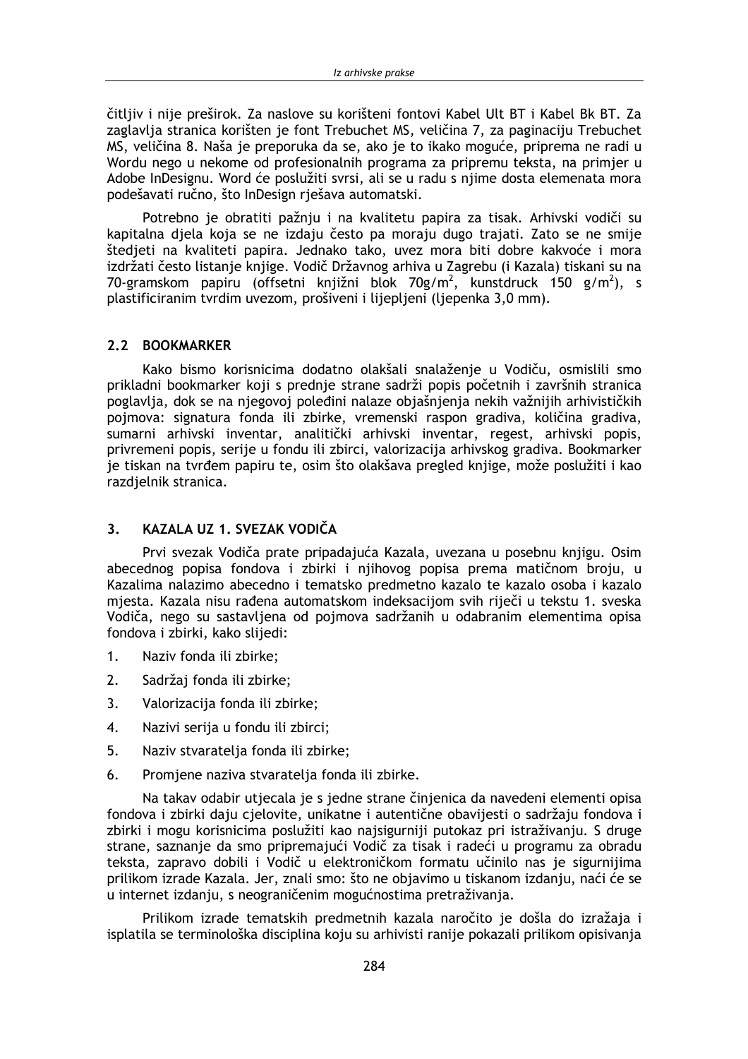čitljiv i nije preširok. Za naslove su korišteni fontovi Kabel Ult BT i Kabel Bk BT. Za zaglavlja stranica korišten je font Trebuchet MS, veličina 7, za paginaciju Trebuchet MS, veličina 8. Naša je preporuka da se, ako je to ikako moguće, priprema ne radi u Wordu nego u nekome od profesionalnih programa za pripremu teksta, na primjer u Adobe InDesignu. Word će poslužiti svrsi, ali se u radu s njime dosta elemenata mora podešavati ručno, što InDesign rješava automatski.

Potrebno je obratiti pažnju i na kvalitetu papira za tisak. Arhivski vodiči su kapitalna djela koja se ne izdaju često pa moraju dugo trajati. Zato se ne smije štedjeti na kvaliteti papira. Jednako tako, uvez mora biti dobre kakvoće i mora izdržati često listanje knjige. Vodič Državnog arhiva u Zagrebu (i Kazala) tiskani su na 70-gramskom papiru (offsetni knjižni blok $70g/m^2$, kunstdruck $150\ g/m^2$), s plastificiranim tvrdim uvezom, prošiveni i lijepljeni (ljepenka 3,0 mm).

## 2.2 BOOKMARKER

Kako bismo korisnicima dodatno olakšali snalaženje u Vodiču, osmislili smo prikladni bookmarker koji s prednje strane sadrži popis početnih i završnih stranica poglavlja, dok se na njegovoj poleđini nalaze objašnjenja nekih važnijih arhivističkih pojmova: signatura fonda ili zbirke, vremenski raspon gradiva, količina gradiva, sumarni arhivski inventar, analitički arhivski inventar, regest, arhivski popis, privremeni popis, serije u fondu ili zbirci, valorizacija arhivskog gradiva. Bookmarker je tiskan na tvrđem papiru te, osim što olakšava pregled knjige, može poslužiti i kao razdjelnik stranica.

## 3. KAZALA UZ 1. SVEZAK VODIČA

Prvi svezak Vodiča prate pripadajuća Kazala, uvezana u posebnu knjigu. Osim abecednog popisa fondova i zbirki i njihovog popisa prema matičnom broju, u Kazalima nalazimo abecedno i tematsko predmetno kazalo te kazalo osoba i kazalo mjesta. Kazala nisu rađena automatskom indeksacijom svih riječi u tekstu 1. sveska Vodiča, nego su sastavljena od pojmova sadržanih u odabranim elementima opisa fondova i zbirki, kako slijedi:

1. Naziv fonda ili zbirke;
2. Sadržaj fonda ili zbirke;
3. Valorizacija fonda ili zbirke;
4. Nazivi serija u fondu ili zbirci;
5. Naziv stvaratelja fonda ili zbirke;
6. Promjene naziva stvaratelja fonda ili zbirke.

Na takav odabir utjecala je s jedne strane činjenica da navedeni elementi opisa fondova i zbirki daju cjelovite, unikatne i autentične obavijesti o sadržaju fondova i zbirki i mogu korisnicima poslužiti kao najsigurniji putokaz pri istraživanju. S druge strane, saznanje da smo pripremajući Vodič za tisak i radeći u programu za obradu teksta, zapravo dobili i Vodič u elektroničkom formatu učinilo nas je sigurnijima prilikom izrade Kazala. Jer, znali smo: što ne objavimo u tiskanom izdanju, naći će se u internet izdanju, s neograničenim mogućnostima pretraživanja.

Prilikom izrade tematskih predmetnih kazala naročito je došla do izražaja i isplatila se terminološka disciplina koju su arhivisti ranije pokazali prilikom opisivanja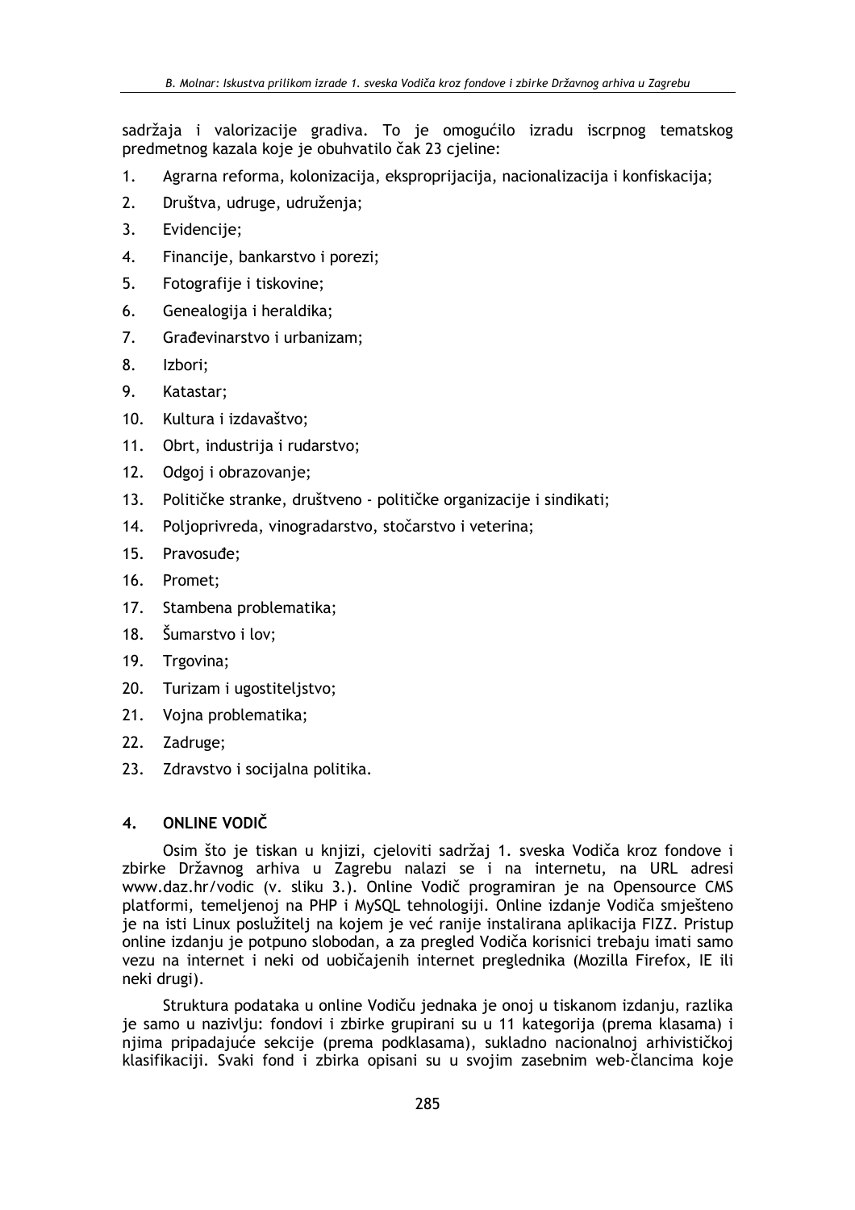sadržaja i valorizacije gradiva. To je omogućilo izradu iscrpnog tematskog predmetnog kazala koje je obuhvatilo čak 23 cjeline:

1. Agrarna reforma, kolonizacija, eksproprijacija, nacionalizacija i konfiskacija;
2. Društva, udruge, udruženja;
3. Evidencije;
4. Financije, bankarstvo i porezi;
5. Fotografije i tiskovine;
6. Genealogija i heraldika;
7. Građevinarstvo i urbanizam;
8. Izbori;
9. Katastar;
10. Kultura i izdavaštvo;
11. Obrt, industrija i rudarstvo;
12. Odgoj i obrazovanje;
13. Političke stranke, društveno - političke organizacije i sindikati;
14. Poljoprivreda, vinogradarstvo, stočarstvo i veterina;
15. Pravosuđe;
16. Promet;
17. Stambena problematika;
18. Šumarstvo i lov;
19. Trgovina;
20. Turizam i ugostiteljstvo;
21. Vojna problematika;
22. Zadruge;
23. Zdravstvo i socijalna politika.

## 4. ONLINE VODIČ

Osim što je tiskan u knjizi, cjeloviti sadržaj 1. sveska Vodiča kroz fondove i zbirke Državnog arhiva u Zagrebu nalazi se i na internetu, na URL adresi www.daz.hr/vodic (v. sliku 3.). Online Vodič programiran je na Opensource CMS platformi, temeljenoj na PHP i MySQL tehnologiji. Online izdanje Vodiča smješteno je na isti Linux poslužitelj na kojem je već ranije instalirana aplikacija FIZZ. Pristup online izdanju je potpuno slobodan, a za pregled Vodiča korisnici trebaju imati samo vezu na internet i neki od uobičajenih internet preglednika (Mozilla Firefox, IE ili neki drugi).

Struktura podataka u online Vodiču jednaka je onoj u tiskanom izdanju, razlika je samo u nazivlju: fondovi i zbirke grupirani su u 11 kategorija (prema klasama) i njima pripadajuće sekcije (prema podklasama), sukladno nacionalnoj arhivističkoj klasifikaciji. Svaki fond i zbirka opisani su u svojim zasebnim web-člancima koje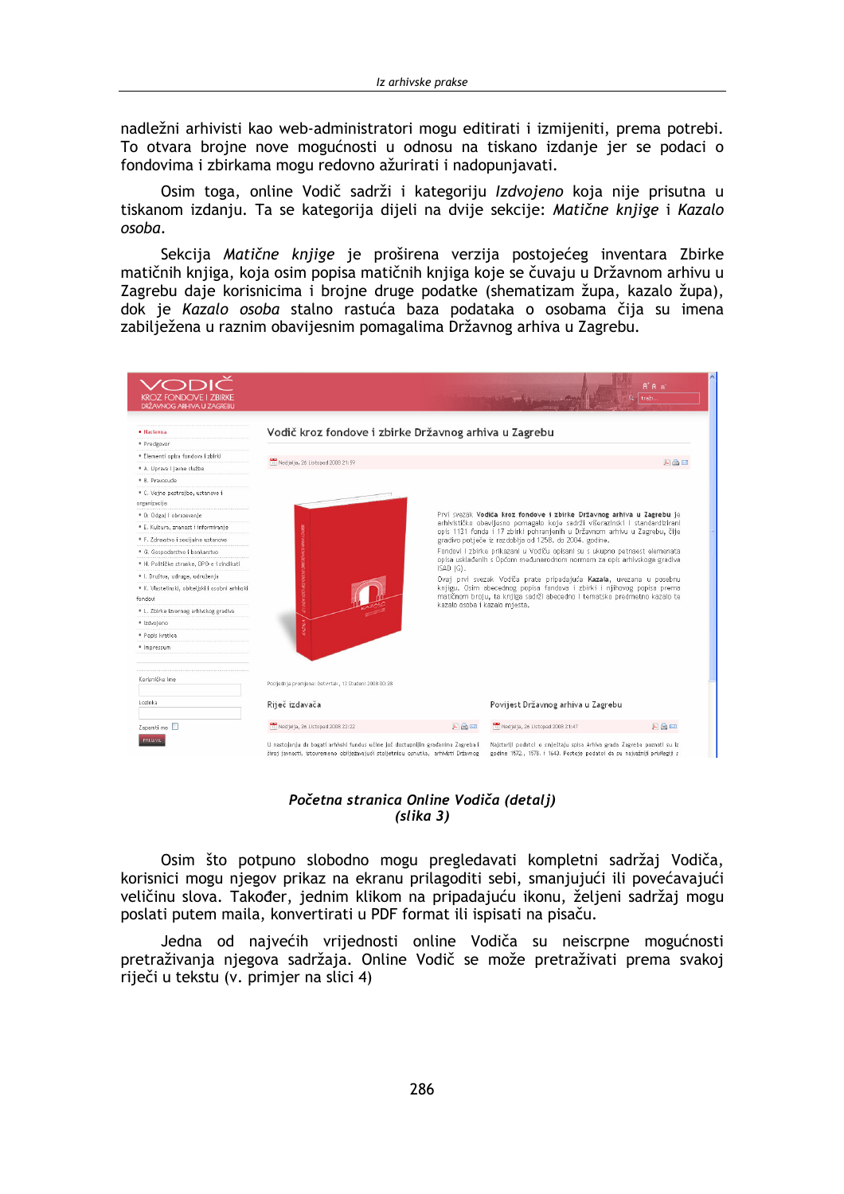nadležni arhivisti kao web-administratori mogu editirati i izmijeniti, prema potrebi. To otvara brojne nove mogućnosti u odnosu na tiskano izdanje jer se podaci o fondovima i zbirkama mogu redovno ažurirati i nadopunjavati.

Osim toga, online Vodič sadrži i kategoriju *Izdvojeno* koja nije prisutna u tiskanom izdanju. Ta se kategorija dijeli na dvije sekcije: *Matične knjige* i *Kazalo osoba*.

Sekcija *Matične knjige* je proširena verzija postojećeg inventara Zbirke matičnih knjiga, koja osim popisa matičnih knjiga koje se čuvaju u Državnom arhivu u Zagrebu daje korisnicima i brojne druge podatke (shematizam župa, kazalo župa), dok je *Kazalo osoba* stalno rastuća baza podataka o osobama čija su imena zabilježena u raznim obavijesnim pomagalima Državnog arhiva u Zagrebu.

***Početna stranica Online Vodiča (detalj)***
***(slika 3)***

Osim što potpuno slobodno mogu pregledavati kompletni sadržaj Vodiča, korisnici mogu njegov prikaz na ekranu prilagoditi sebi, smanjujući ili povećavajući veličinu slova. Također, jednim klikom na pripadajuću ikonu, željeni sadržaj mogu poslati putem maila, konvertirati u PDF format ili ispisati na pisaču.

Jedna od najvećih vrijednosti online Vodiča su neiscrpne mogućnosti pretraživanja njegova sadržaja. Online Vodič se može pretraživati prema svakoj riječi u tekstu (v. primjer na slici 4)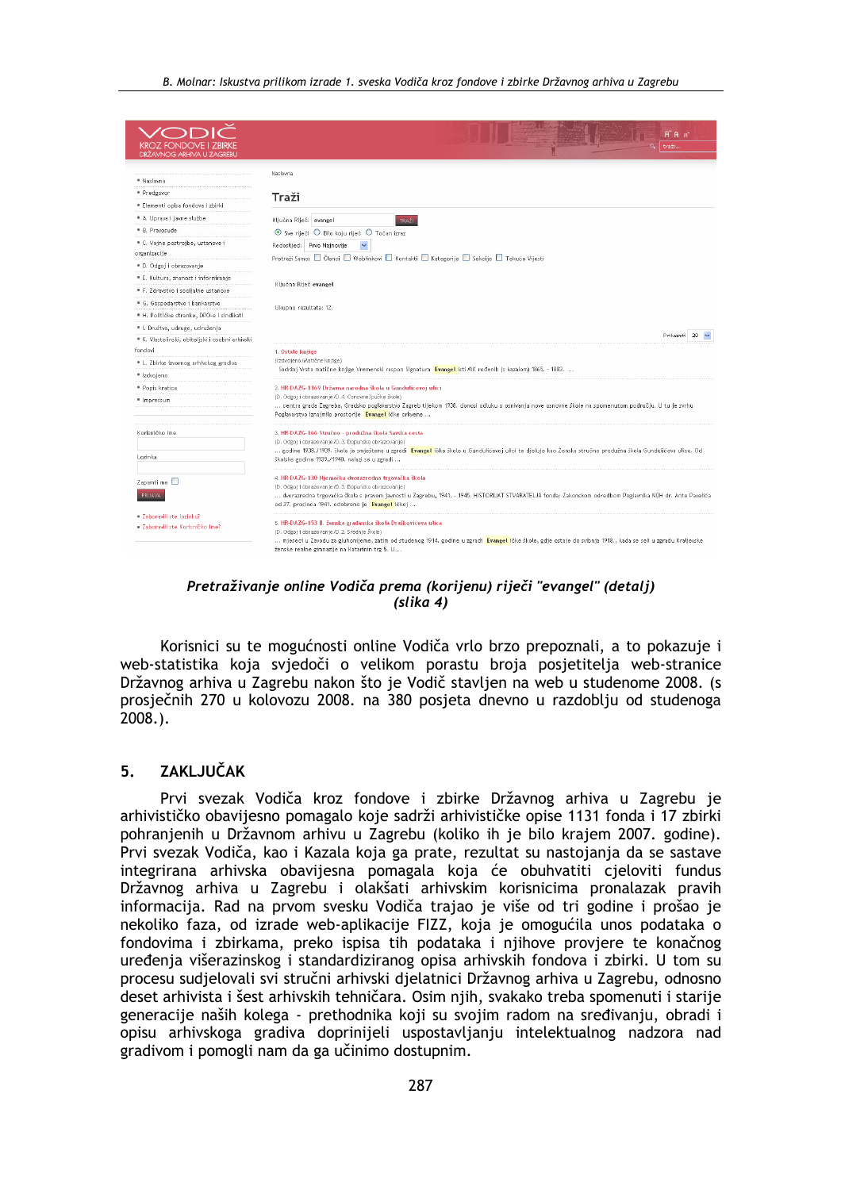*Pretraživanje online Vodiča prema (korijenu) riječi "evangel" (detalj) (slika 4)*

Korisnici su te mogućnosti online Vodiča vrlo brzo prepoznali, a to pokazuje i web-statistika koja svjedoči o velikom porastu broja posjetitelja web-stranice Državnog arhiva u Zagrebu nakon što je Vodič stavljen na web u studenome 2008. (s prosječnih 270 u kolovozu 2008. na 380 posjeta dnevno u razdoblju od studenoga 2008.).

## 5. ZAKLJUČAK

Prvi svezak Vodiča kroz fondove i zbirke Državnog arhiva u Zagrebu je arhivističko obavijesno pomagalo koje sadrži arhivističke opise 1131 fonda i 17 zbirki pohranjenih u Državnom arhivu u Zagrebu (koliko ih je bilo krajem 2007. godine). Prvi svezak Vodiča, kao i Kazala koja ga prate, rezultat su nastojanja da se sastave integrirana arhivska obavijesna pomagala koja će obuhvatiti cjeloviti fundus Državnog arhiva u Zagrebu i olakšati arhivskim korisnicima pronalazak pravih informacija. Rad na prvom svesku Vodiča trajao je više od tri godine i prošao je nekoliko faza, od izrade web-aplikacije FIZZ, koja je omogućila unos podataka o fondovima i zbirkama, preko ispisa tih podataka i njihove provjere te konačnog uređenja višerazinskog i standardiziranog opisa arhivskih fondova i zbirki. U tom su procesu sudjelovali svi stručni arhivski djelatnici Državnog arhiva u Zagrebu, odnosno deset arhivista i šest arhivskih tehničara. Osim njih, svakako treba spomenuti i starije generacije naših kolega - prethodnika koji su svojim radom na sređivanju, obradi i opisu arhivskoga gradiva doprinijeli uspostavljanju intelektualnog nadzora nad gradivom i pomogli nam da ga učinimo dostupnim.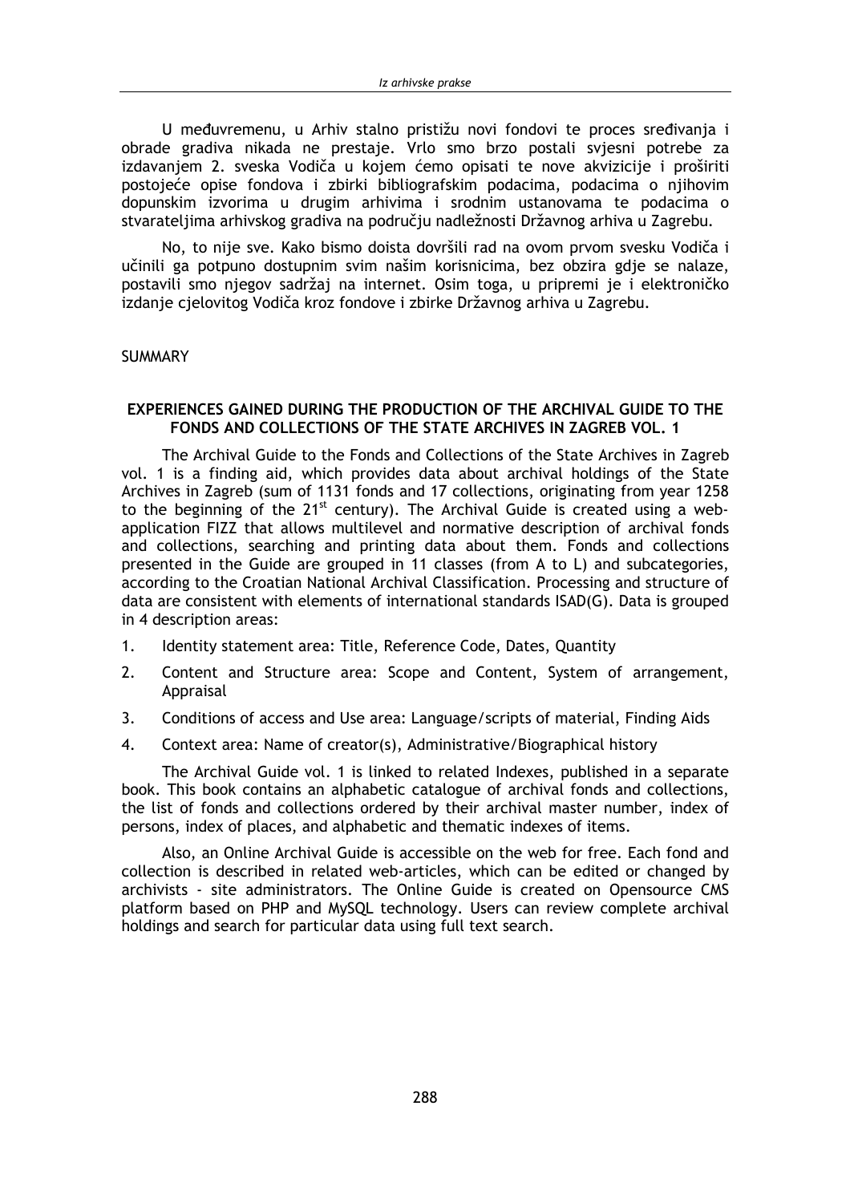U međuvremenu, u Arhiv stalno pristižu novi fondovi te proces sređivanja i obrade gradiva nikada ne prestaje. Vrlo smo brzo postali svjesni potrebe za izdavanjem 2. sveska Vodiča u kojem ćemo opisati te nove akvizicije i proširiti postojeće opise fondova i zbirki bibliografskim podacima, podacima o njihovim dopunskim izvorima u drugim arhivima i srodnim ustanovama te podacima o stvarateljima arhivskog gradiva na području nadležnosti Državnog arhiva u Zagrebu.

No, to nije sve. Kako bismo doista dovršili rad na ovom prvom svesku Vodiča i učinili ga potpuno dostupnim svim našim korisnicima, bez obzira gdje se nalaze, postavili smo njegov sadržaj na internet. Osim toga, u pripremi je i elektroničko izdanje cjelovitog Vodiča kroz fondove i zbirke Državnog arhiva u Zagrebu.

SUMMARY

## EXPERIENCES GAINED DURING THE PRODUCTION OF THE ARCHIVAL GUIDE TO THE FONDS AND COLLECTIONS OF THE STATE ARCHIVES IN ZAGREB VOL. 1

The Archival Guide to the Fonds and Collections of the State Archives in Zagreb vol. 1 is a finding aid, which provides data about archival holdings of the State Archives in Zagreb (sum of 1131 fonds and 17 collections, originating from year 1258 to the beginning of the 21st century). The Archival Guide is created using a web-application FIZZ that allows multilevel and normative description of archival fonds and collections, searching and printing data about them. Fonds and collections presented in the Guide are grouped in 11 classes (from A to L) and subcategories, according to the Croatian National Archival Classification. Processing and structure of data are consistent with elements of international standards ISAD(G). Data is grouped in 4 description areas:

1. Identity statement area: Title, Reference Code, Dates, Quantity
2. Content and Structure area: Scope and Content, System of arrangement, Appraisal
3. Conditions of access and Use area: Language/scripts of material, Finding Aids
4. Context area: Name of creator(s), Administrative/Biographical history

The Archival Guide vol. 1 is linked to related Indexes, published in a separate book. This book contains an alphabetic catalogue of archival fonds and collections, the list of fonds and collections ordered by their archival master number, index of persons, index of places, and alphabetic and thematic indexes of items.

Also, an Online Archival Guide is accessible on the web for free. Each fond and collection is described in related web-articles, which can be edited or changed by archivists - site administrators. The Online Guide is created on Opensource CMS platform based on PHP and MySQL technology. Users can review complete archival holdings and search for particular data using full text search.